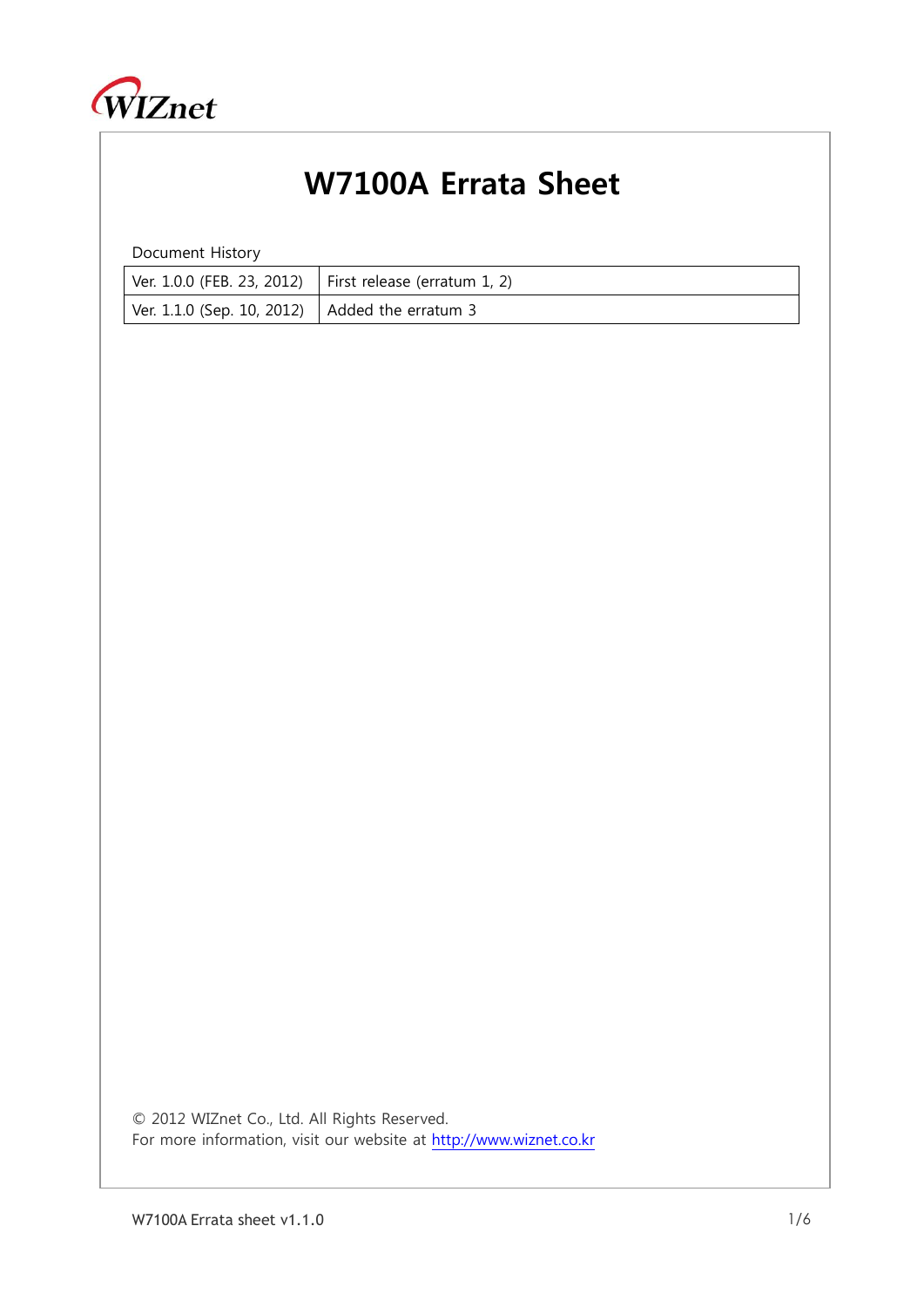# W7100A Errata Sheet

Document History

| Ver. 1.0.0 (FEB. 23, 2012) | First release (erratum 1, 2) |
|---|---|
| Ver. 1.1.0 (Sep. 10, 2012) | Added the erratum 3 |

© 2012 WIZnet Co., Ltd. All Rights Reserved.
For more information, visit our website at http://www.wiznet.co.kr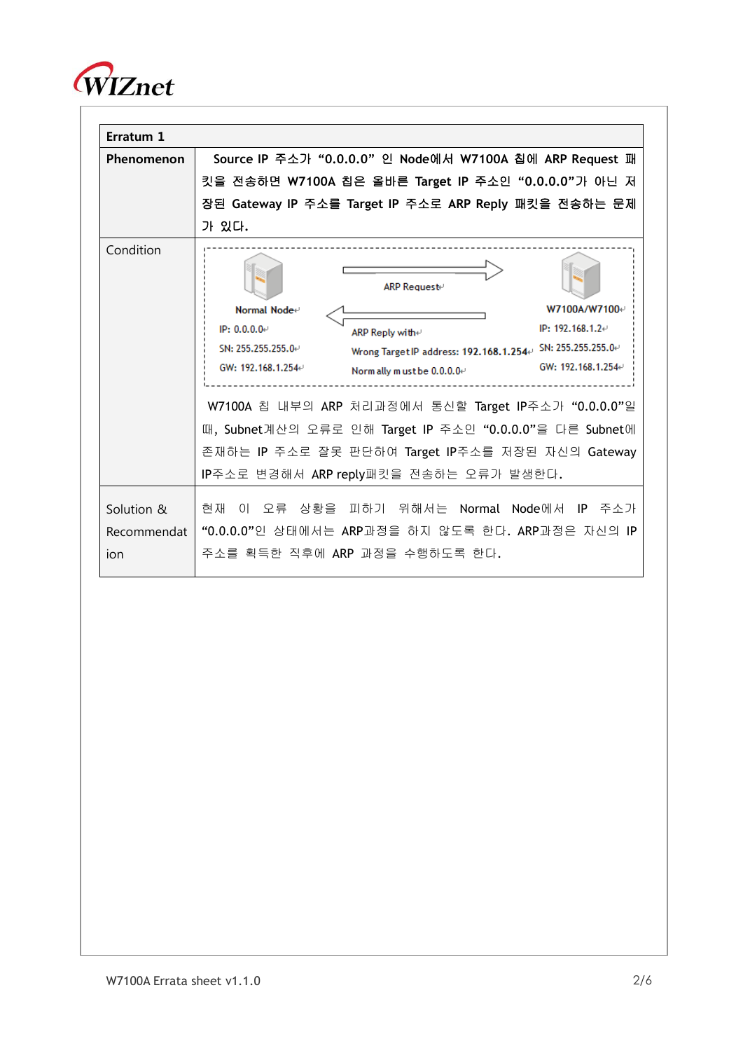| Erratum 1 | |
|---|---|
| **Phenomenon** | **Source IP 주소가 "0.0.0.0" 인 Node에서 W7100A 칩에 ARP Request 패킷을 전송하면 W7100A 칩은 올바른 Target IP 주소인 "0.0.0.0"가 아닌 저장된 Gateway IP 주소를 Target IP 주소로 ARP Reply 패킷을 전송하는 문제가 있다.** |
| Condition | Normal Node / IP: 0.0.0.0 / SN: 255.255.255.0 / GW: 192.168.1.254 — ARP Request → W7100A/W7100 / IP: 192.168.1.2 / SN: 255.255.255.0 / GW: 192.168.1.254 — ← ARP Reply with Wrong Target IP address: 192.168.1.254 Normally must be 0.0.0.0 <br><br> W7100A 칩 내부의 ARP 처리과정에서 통신할 Target IP주소가 "0.0.0.0"일 때, Subnet계산의 오류로 인해 Target IP 주소인 "0.0.0.0"을 다른 Subnet에 존재하는 IP 주소로 잘못 판단하여 Target IP주소를 저장된 자신의 Gateway IP주소로 변경해서 ARP reply패킷을 전송하는 오류가 발생한다. |
| Solution & Recommendation | 현재 이 오류 상황을 피하기 위해서는 Normal Node에서 IP 주소가 "0.0.0.0"인 상태에서는 ARP과정을 하지 않도록 한다. ARP과정은 자신의 IP 주소를 획득한 직후에 ARP 과정을 수행하도록 한다. |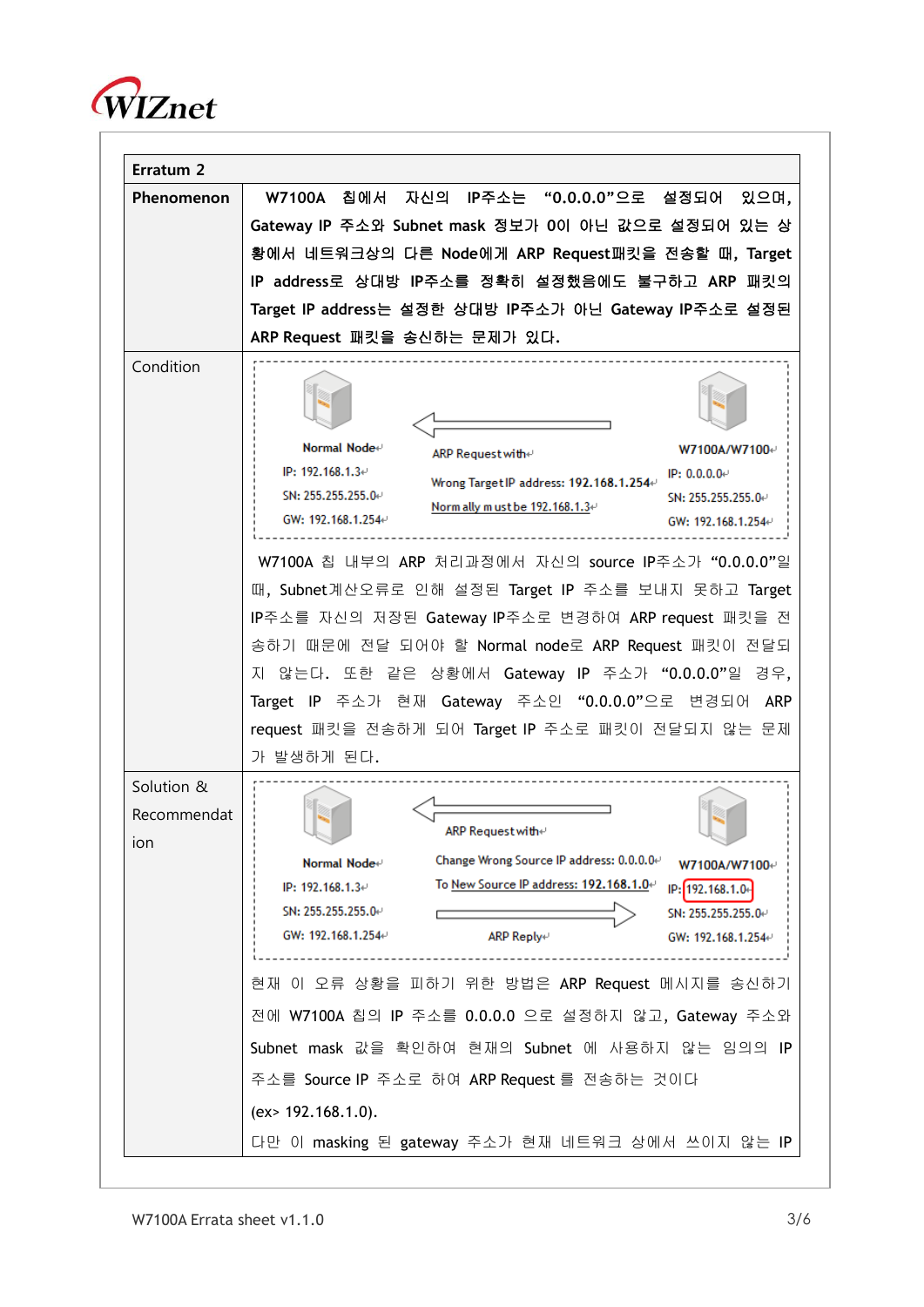| Erratum 2 | |
|---|---|
| **Phenomenon** | **W7100A 칩에서 자신의 IP주소는 "0.0.0.0"으로 설정되어 있으며, Gateway IP 주소와 Subnet mask 정보가 0이 아닌 값으로 설정되어 있는 상황에서 네트워크상의 다른 Node에게 ARP Request패킷을 전송할 때, Target IP address로 상대방 IP주소를 정확히 설정했음에도 불구하고 ARP 패킷의 Target IP address는 설정한 상대방 IP주소가 아닌 Gateway IP주소로 설정된 ARP Request 패킷을 송신하는 문제가 있다.** |
| Condition | Normal Node<br>IP: 192.168.1.3<br>SN: 255.255.255.0<br>GW: 192.168.1.254<br><br>ARP Request with<br>Wrong Target IP address: 192.168.1.254<br>Normally must be 192.168.1.3<br><br>W7100A/W7100<br>IP: 0.0.0.0<br>SN: 255.255.255.0<br>GW: 192.168.1.254<br><br>W7100A 칩 내부의 ARP 처리과정에서 자신의 source IP주소가 "0.0.0.0"일 때, Subnet계산오류로 인해 설정된 Target IP 주소를 보내지 못하고 Target IP주소를 자신의 저장된 Gateway IP주소로 변경하여 ARP request 패킷을 전송하기 때문에 전달 되어야 할 Normal node로 ARP Request 패킷이 전달되지 않는다. 또한 같은 상황에서 Gateway IP 주소가 "0.0.0.0"일 경우, Target IP 주소가 현재 Gateway 주소인 "0.0.0.0"으로 변경되어 ARP request 패킷을 전송하게 되어 Target IP 주소로 패킷이 전달되지 않는 문제가 발생하게 된다. |
| Solution & Recommendation | Normal Node<br>IP: 192.168.1.3<br>SN: 255.255.255.0<br>GW: 192.168.1.254<br><br>ARP Request with<br>Change Wrong Source IP address: 0.0.0.0<br>To New Source IP address: 192.168.1.0<br>ARP Reply<br><br>W7100A/W7100<br>IP: 192.168.1.0<br>SN: 255.255.255.0<br>GW: 192.168.1.254<br><br>현재 이 오류 상황을 피하기 위한 방법은 ARP Request 메시지를 송신하기 전에 W7100A 칩의 IP 주소를 0.0.0.0 으로 설정하지 않고, Gateway 주소와 Subnet mask 값을 확인하여 현재의 Subnet 에 사용하지 않는 임의의 IP 주소를 Source IP 주소로 하여 ARP Request 를 전송하는 것이다<br>(ex> 192.168.1.0).<br>다만 이 masking 된 gateway 주소가 현재 네트워크 상에서 쓰이지 않는 IP |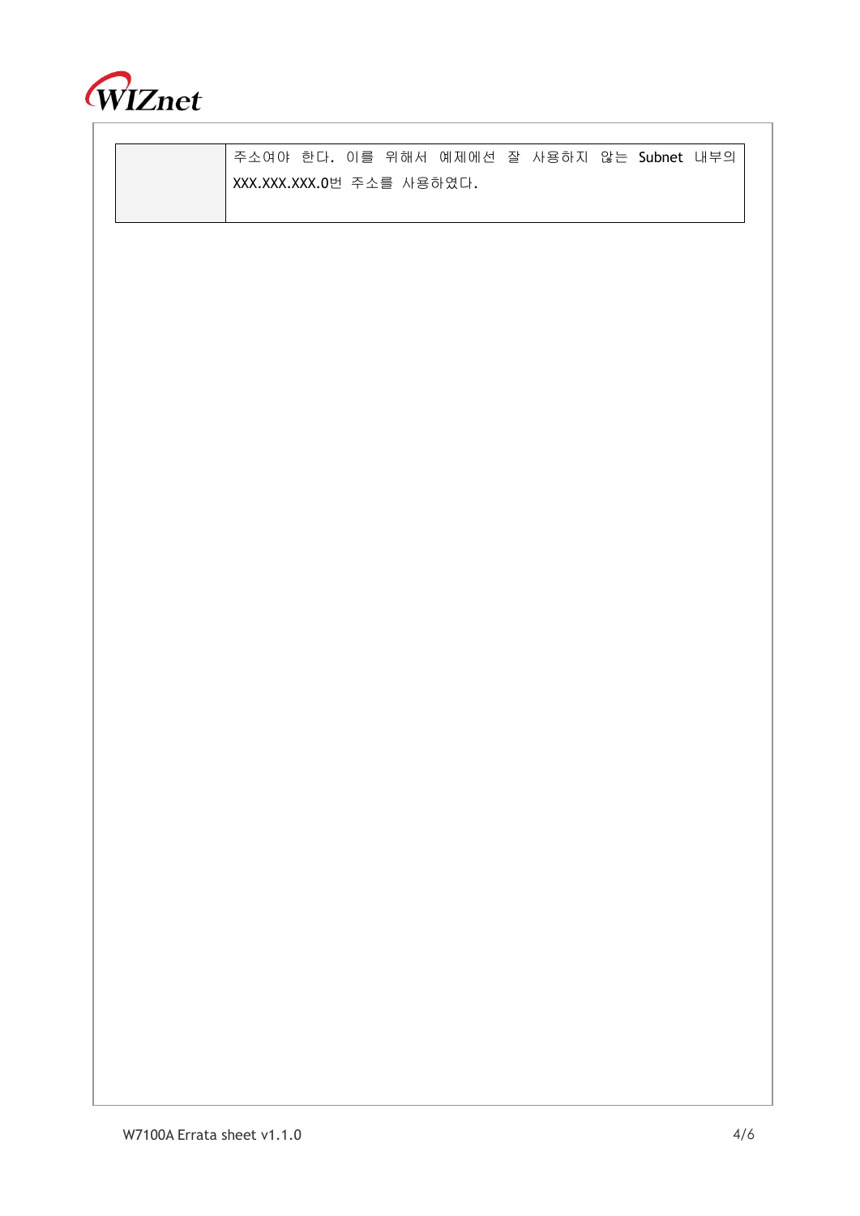|  | 주소여야 한다. 이를 위해서 예제에선 잘 사용하지 않는 Subnet 내부의 XXX.XXX.XXX.0번 주소를 사용하였다. |
|---|---|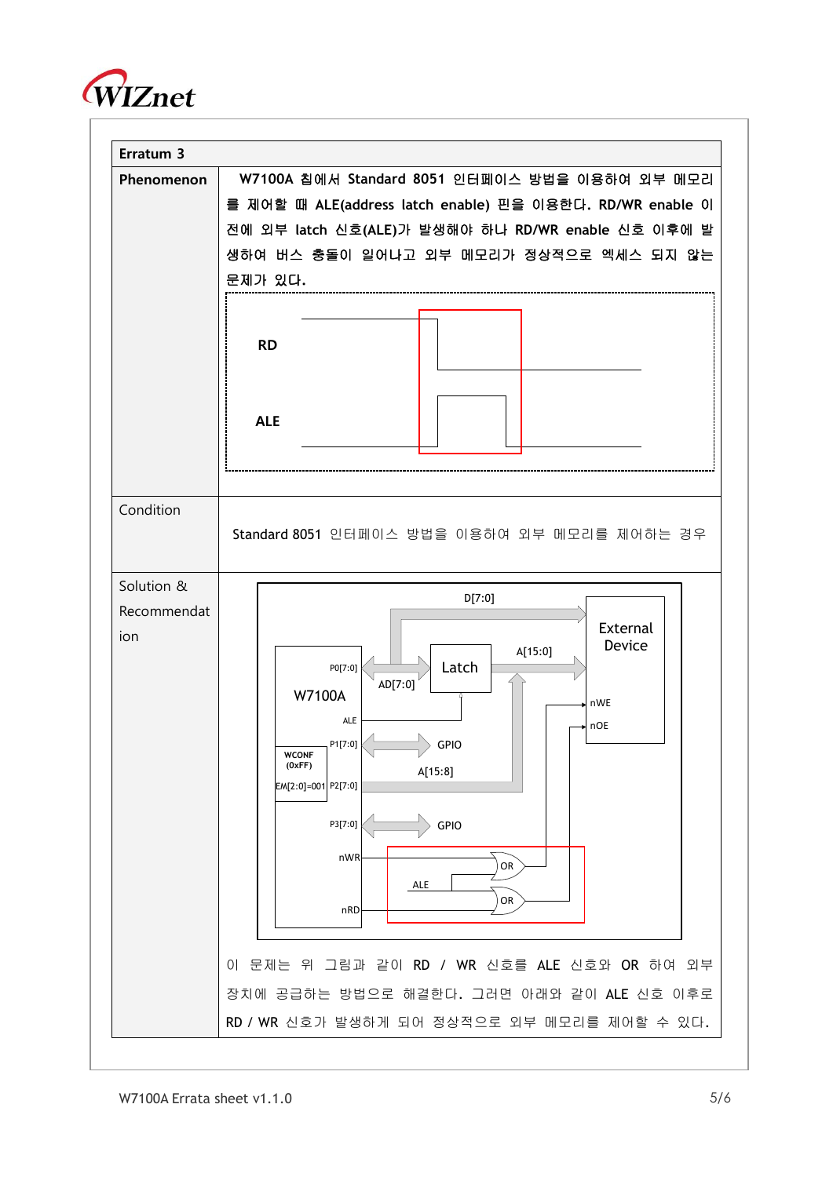| Erratum 3 | |
|---|---|
| **Phenomenon** | **W7100A 칩에서 Standard 8051 인터페이스 방법을 이용하여 외부 메모리를 제어할 때 ALE(address latch enable) 핀을 이용한다. RD/WR enable 이전에 외부 latch 신호(ALE)가 발생해야 하나 RD/WR enable 신호 이후에 발생하여 버스 충돌이 일어나고 외부 메모리가 정상적으로 엑세스 되지 않는 문제가 있다.** |
| Condition | Standard 8051 인터페이스 방법을 이용하여 외부 메모리를 제어하는 경우 |
| Solution & Recommendation | 이 문제는 위 그림과 같이 RD / WR 신호를 ALE 신호와 OR 하여 외부 장치에 공급하는 방법으로 해결한다. 그러면 아래와 같이 ALE 신호 이후로 RD / WR 신호가 발생하게 되어 정상적으로 외부 메모리를 제어할 수 있다. |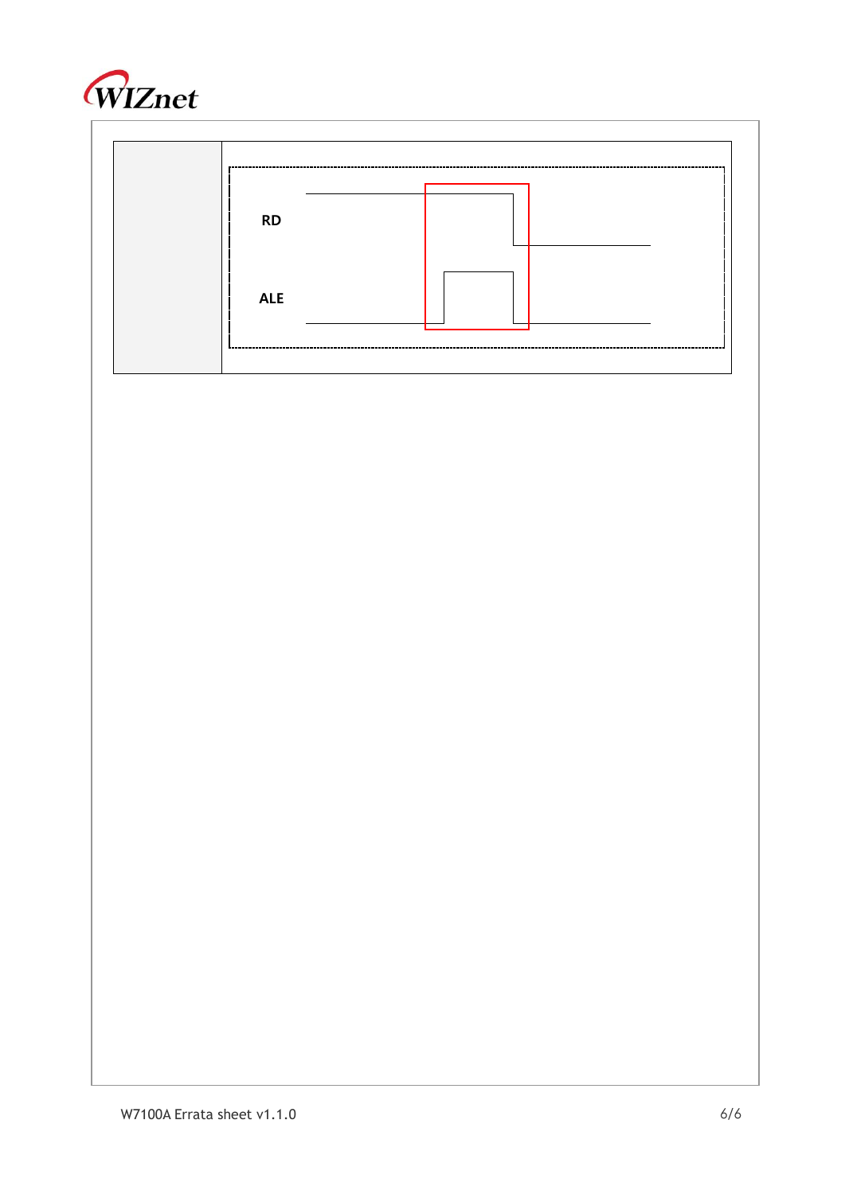RD

ALE